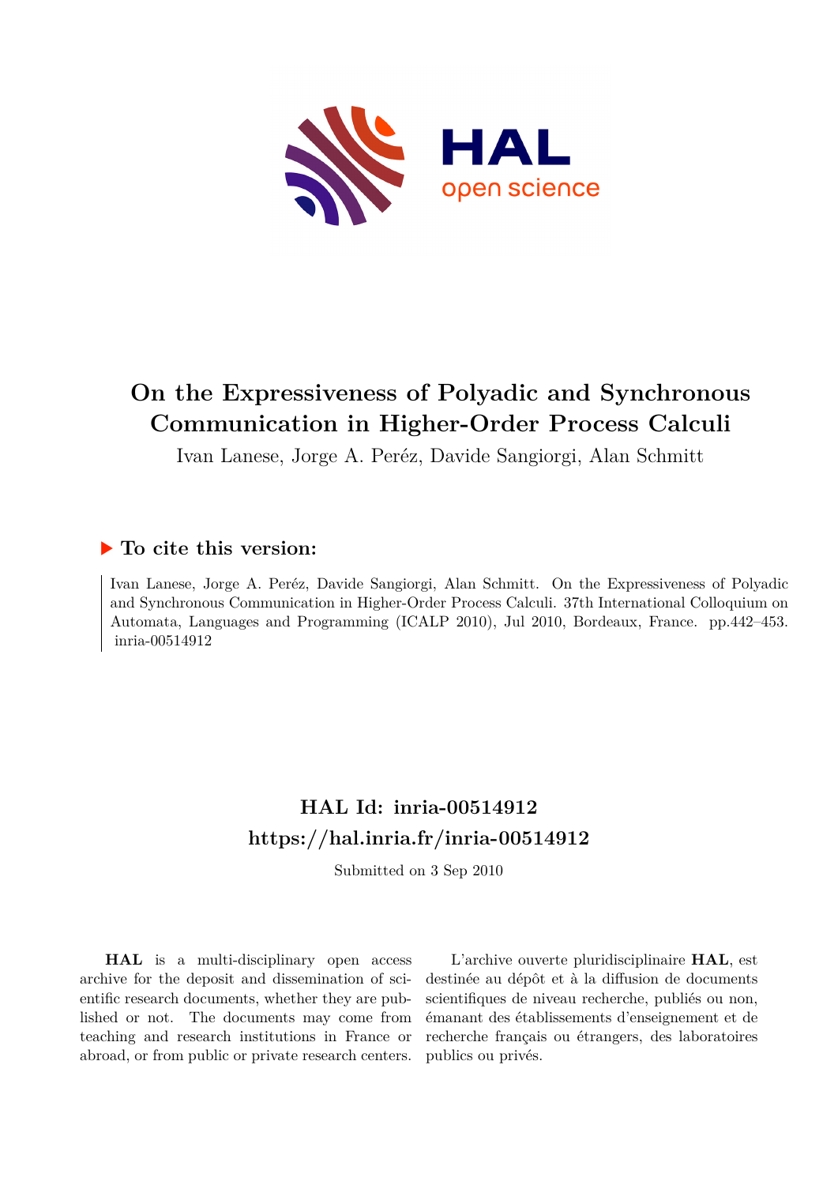# On the Expressiveness of Polyadic and Synchronous Communication in Higher-Order Process Calculi

Ivan Lanese, Jorge A. Peréz, Davide Sangiorgi, Alan Schmitt

## ▶ To cite this version:

Ivan Lanese, Jorge A. Peréz, Davide Sangiorgi, Alan Schmitt. On the Expressiveness of Polyadic and Synchronous Communication in Higher-Order Process Calculi. 37th International Colloquium on Automata, Languages and Programming (ICALP 2010), Jul 2010, Bordeaux, France. pp.442–453. inria-00514912

## HAL Id: inria-00514912
## https://hal.inria.fr/inria-00514912

Submitted on 3 Sep 2010

**HAL** is a multi-disciplinary open access archive for the deposit and dissemination of scientific research documents, whether they are published or not. The documents may come from teaching and research institutions in France or abroad, or from public or private research centers.

L'archive ouverte pluridisciplinaire **HAL**, est destinée au dépôt et à la diffusion de documents scientifiques de niveau recherche, publiés ou non, émanant des établissements d'enseignement et de recherche français ou étrangers, des laboratoires publics ou privés.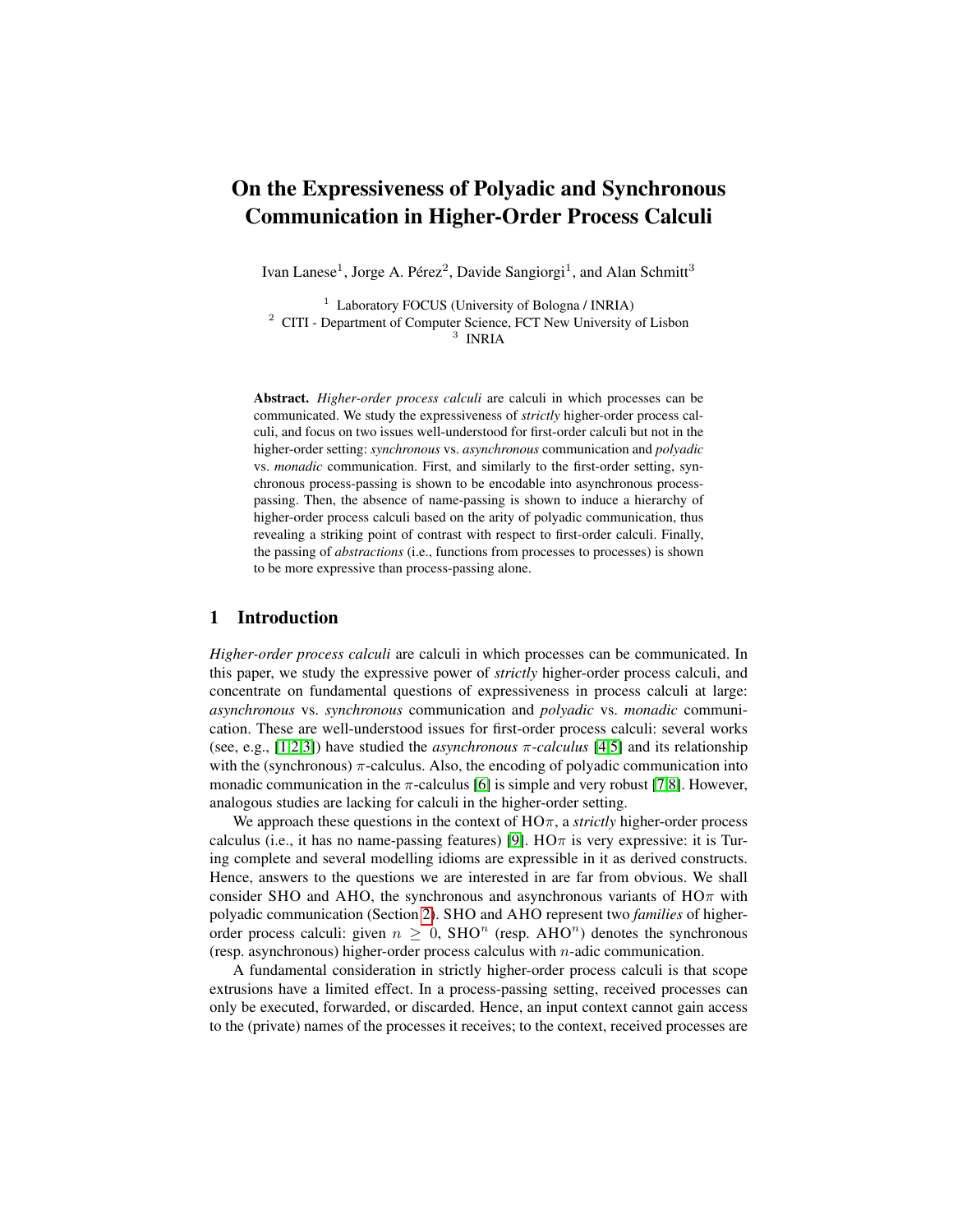# On the Expressiveness of Polyadic and Synchronous Communication in Higher-Order Process Calculi

Ivan Lanese[1], Jorge A. Pérez[2], Davide Sangiorgi[1], and Alan Schmitt[3]

[1] Laboratory FOCUS (University of Bologna / INRIA)
[2] CITI - Department of Computer Science, FCT New University of Lisbon
[3] INRIA

**Abstract.** *Higher-order process calculi* are calculi in which processes can be communicated. We study the expressiveness of *strictly* higher-order process calculi, and focus on two issues well-understood for first-order calculi but not in the higher-order setting: *synchronous* vs. *asynchronous* communication and *polyadic* vs. *monadic* communication. First, and similarly to the first-order setting, synchronous process-passing is shown to be encodable into asynchronous process-passing. Then, the absence of name-passing is shown to induce a hierarchy of higher-order process calculi based on the arity of polyadic communication, thus revealing a striking point of contrast with respect to first-order calculi. Finally, the passing of *abstractions* (i.e., functions from processes to processes) is shown to be more expressive than process-passing alone.

## 1 Introduction

*Higher-order process calculi* are calculi in which processes can be communicated. In this paper, we study the expressive power of *strictly* higher-order process calculi, and concentrate on fundamental questions of expressiveness in process calculi at large: *asynchronous* vs. *synchronous* communication and *polyadic* vs. *monadic* communication. These are well-understood issues for first-order process calculi: several works (see, e.g., [1,2,3]) have studied the *asynchronous* $\pi$*-calculus* [4,5] and its relationship with the (synchronous) $\pi$-calculus. Also, the encoding of polyadic communication into monadic communication in the $\pi$-calculus [6] is simple and very robust [7,8]. However, analogous studies are lacking for calculi in the higher-order setting.

We approach these questions in the context of HO$\pi$, a *strictly* higher-order process calculus (i.e., it has no name-passing features) [9]. HO$\pi$ is very expressive: it is Turing complete and several modelling idioms are expressible in it as derived constructs. Hence, answers to the questions we are interested in are far from obvious. We shall consider SHO and AHO, the synchronous and asynchronous variants of HO$\pi$ with polyadic communication (Section 2). SHO and AHO represent two *families* of higher-order process calculi: given $n \geq 0$, SHO$^n$ (resp. AHO$^n$) denotes the synchronous (resp. asynchronous) higher-order process calculus with $n$-adic communication.

A fundamental consideration in strictly higher-order process calculi is that scope extrusions have a limited effect. In a process-passing setting, received processes can only be executed, forwarded, or discarded. Hence, an input context cannot gain access to the (private) names of the processes it receives; to the context, received processes are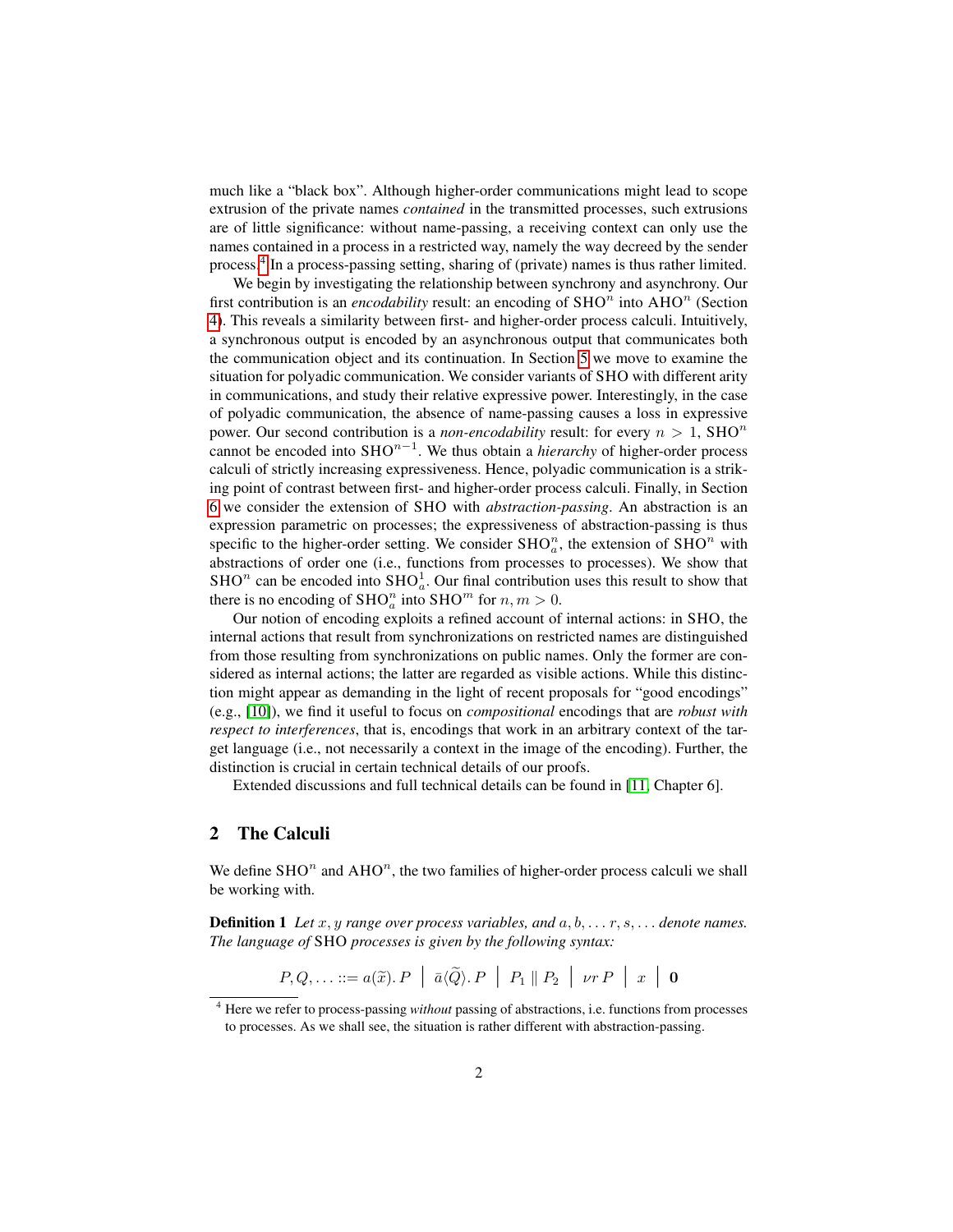much like a "black box". Although higher-order communications might lead to scope extrusion of the private names *contained* in the transmitted processes, such extrusions are of little significance: without name-passing, a receiving context can only use the names contained in a process in a restricted way, namely the way decreed by the sender process.[4] In a process-passing setting, sharing of (private) names is thus rather limited.

We begin by investigating the relationship between synchrony and asynchrony. Our first contribution is an *encodability* result: an encoding of $\mathrm{SHO}^n$ into $\mathrm{AHO}^n$ (Section 4). This reveals a similarity between first- and higher-order process calculi. Intuitively, a synchronous output is encoded by an asynchronous output that communicates both the communication object and its continuation. In Section 5 we move to examine the situation for polyadic communication. We consider variants of SHO with different arity in communications, and study their relative expressive power. Interestingly, in the case of polyadic communication, the absence of name-passing causes a loss in expressive power. Our second contribution is a *non-encodability* result: for every $n > 1$, $\mathrm{SHO}^n$ cannot be encoded into $\mathrm{SHO}^{n-1}$. We thus obtain a *hierarchy* of higher-order process calculi of strictly increasing expressiveness. Hence, polyadic communication is a striking point of contrast between first- and higher-order process calculi. Finally, in Section 6 we consider the extension of SHO with *abstraction-passing*. An abstraction is an expression parametric on processes; the expressiveness of abstraction-passing is thus specific to the higher-order setting. We consider $\mathrm{SHO}^n_a$, the extension of $\mathrm{SHO}^n$ with abstractions of order one (i.e., functions from processes to processes). We show that $\mathrm{SHO}^n$ can be encoded into $\mathrm{SHO}^1_a$. Our final contribution uses this result to show that there is no encoding of $\mathrm{SHO}^n_a$ into $\mathrm{SHO}^m$ for $n, m > 0$.

Our notion of encoding exploits a refined account of internal actions: in SHO, the internal actions that result from synchronizations on restricted names are distinguished from those resulting from synchronizations on public names. Only the former are considered as internal actions; the latter are regarded as visible actions. While this distinction might appear as demanding in the light of recent proposals for "good encodings" (e.g., [10]), we find it useful to focus on *compositional* encodings that are *robust with respect to interferences*, that is, encodings that work in an arbitrary context of the target language (i.e., not necessarily a context in the image of the encoding). Further, the distinction is crucial in certain technical details of our proofs.

Extended discussions and full technical details can be found in [11, Chapter 6].

## 2 The Calculi

We define $\mathrm{SHO}^n$ and $\mathrm{AHO}^n$, the two families of higher-order process calculi we shall be working with.

**Definition 1** *Let $x, y$ range over process variables, and $a, b, \ldots r, s, \ldots$ denote names. The language of* SHO *processes is given by the following syntax:*

$$P, Q, \ldots ::= a(\widetilde{x}).\, P \;\;\big|\;\; \bar{a}\langle \widetilde{Q} \rangle.\, P \;\;\big|\;\; P_1 \parallel P_2 \;\;\big|\;\; \nu r\, P \;\;\big|\;\; x \;\;\big|\;\; \mathbf{0}$$

[4] Here we refer to process-passing *without* passing of abstractions, i.e. functions from processes to processes. As we shall see, the situation is rather different with abstraction-passing.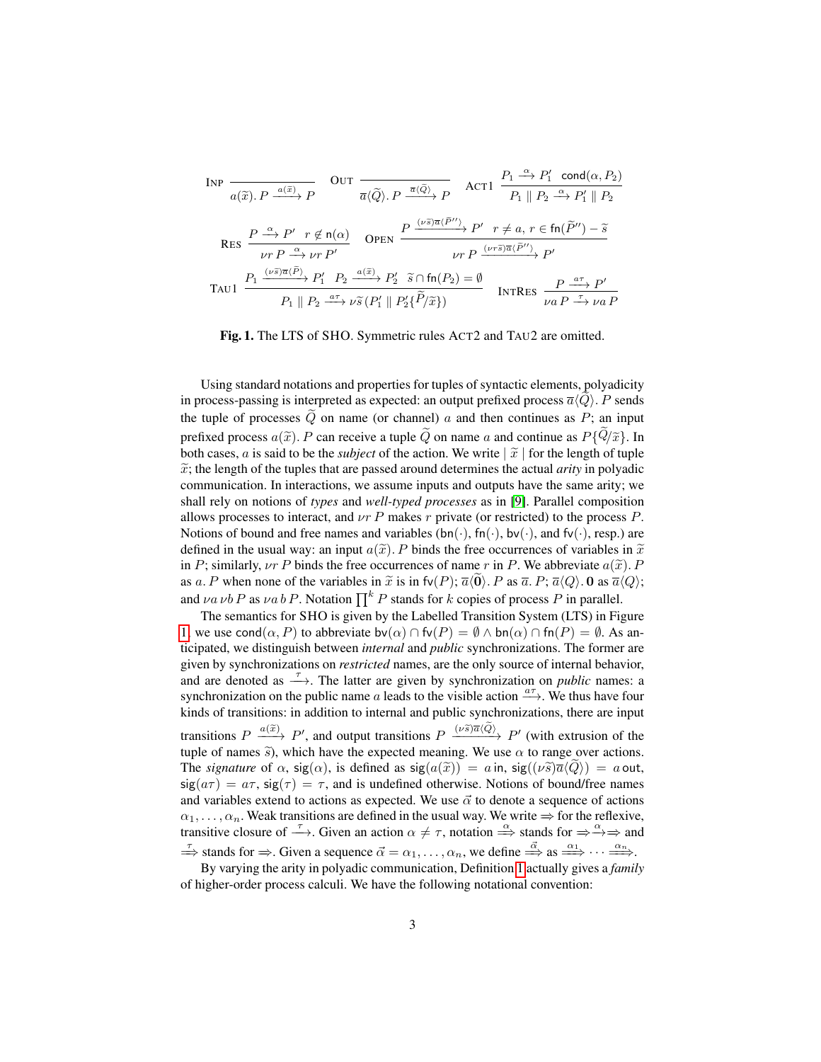$$\textsc{Inp}\ \frac{}{a(\widetilde{x}).\,P \xrightarrow{a(\widetilde{x})} P} \qquad \textsc{Out}\ \frac{}{\overline{a}\langle\widetilde{Q}\rangle.\,P \xrightarrow{\overline{a}\langle\widetilde{Q}\rangle} P} \qquad \textsc{Act1}\ \frac{P_1 \xrightarrow{\alpha} P_1' \quad \mathsf{cond}(\alpha, P_2)}{P_1 \parallel P_2 \xrightarrow{\alpha} P_1' \parallel P_2}$$

$$\textsc{Res}\ \frac{P \xrightarrow{\alpha} P' \quad r \notin \mathsf{n}(\alpha)}{\nu r\, P \xrightarrow{\alpha} \nu r\, P'} \qquad \textsc{Open}\ \frac{P \xrightarrow{(\nu \widetilde{s})\overline{a}\langle\widetilde{P''}\rangle} P' \quad r \neq a,\ r \in \mathsf{fn}(\widetilde{P''}) - \widetilde{s}}{\nu r\, P \xrightarrow{(\nu r \widetilde{s})\overline{a}\langle\widetilde{P''}\rangle} P'}$$

$$\textsc{Tau1}\ \frac{P_1 \xrightarrow{(\nu \widetilde{s})\overline{a}\langle\widetilde{P}\rangle} P_1' \quad P_2 \xrightarrow{a(\widetilde{x})} P_2' \quad \widetilde{s} \cap \mathsf{fn}(P_2) = \emptyset}{P_1 \parallel P_2 \xrightarrow{a\tau} \nu \widetilde{s}\,(P_1' \parallel P_2'\{\widetilde{P}/\widetilde{x}\})} \qquad \textsc{IntRes}\ \frac{P \xrightarrow{a\tau} P'}{\nu a\, P \xrightarrow{\tau} \nu a\, P}$$

**Fig. 1.** The LTS of SHO. Symmetric rules Act2 and Tau2 are omitted.

Using standard notations and properties for tuples of syntactic elements, polyadicity in process-passing is interpreted as expected: an output prefixed process $\overline{a}\langle\widetilde{Q}\rangle.\,P$ sends the tuple of processes $\widetilde{Q}$ on name (or channel) $a$ and then continues as $P$; an input prefixed process $a(\widetilde{x}).\,P$ can receive a tuple $\widetilde{Q}$ on name $a$ and continue as $P\{\widetilde{Q}/\widetilde{x}\}$. In both cases, $a$ is said to be the *subject* of the action. We write $|\ \widetilde{x}\ |$ for the length of tuple $\widetilde{x}$; the length of the tuples that are passed around determines the actual *arity* in polyadic communication. In interactions, we assume inputs and outputs have the same arity; we shall rely on notions of *types* and *well-typed processes* as in [9]. Parallel composition allows processes to interact, and $\nu r\, P$ makes $r$ private (or restricted) to the process $P$. Notions of bound and free names and variables ($\mathsf{bn}(\cdot)$, $\mathsf{fn}(\cdot)$, $\mathsf{bv}(\cdot)$, and $\mathsf{fv}(\cdot)$, resp.) are defined in the usual way: an input $a(\widetilde{x}).\,P$ binds the free occurrences of variables in $\widetilde{x}$ in $P$; similarly, $\nu r\, P$ binds the free occurrences of name $r$ in $P$. We abbreviate $a(\widetilde{x}).\,P$ as $a.\,P$ when none of the variables in $\widetilde{x}$ is in $\mathsf{fv}(P)$; $\overline{a}\langle\widetilde{\mathbf{0}}\rangle.\,P$ as $\overline{a}.\,P$; $\overline{a}\langle Q\rangle.\,\mathbf{0}$ as $\overline{a}\langle Q\rangle$; and $\nu a\,\nu b\, P$ as $\nu a\, b\, P$. Notation $\prod^k P$ stands for $k$ copies of process $P$ in parallel.

The semantics for SHO is given by the Labelled Transition System (LTS) in Figure 1; we use $\mathsf{cond}(\alpha, P)$ to abbreviate $\mathsf{bv}(\alpha) \cap \mathsf{fv}(P) = \emptyset \wedge \mathsf{bn}(\alpha) \cap \mathsf{fn}(P) = \emptyset$. As anticipated, we distinguish between *internal* and *public* synchronizations. The former are given by synchronizations on *restricted* names, are the only source of internal behavior, and are denoted as $\xrightarrow{\tau}$. The latter are given by synchronization on *public* names: a synchronization on the public name $a$ leads to the visible action $\xrightarrow{a\tau}$. We thus have four kinds of transitions: in addition to internal and public synchronizations, there are input transitions $P \xrightarrow{a(\widetilde{x})} P'$, and output transitions $P \xrightarrow{(\nu \widetilde{s})\overline{a}\langle\widetilde{Q}\rangle} P'$ (with extrusion of the tuple of names $\widetilde{s}$), which have the expected meaning. We use $\alpha$ to range over actions. The *signature* of $\alpha$, $\mathsf{sig}(\alpha)$, is defined as $\mathsf{sig}(a(\widetilde{x})) = a\,\mathsf{in}$, $\mathsf{sig}((\nu\widetilde{s})\overline{a}\langle\widetilde{Q}\rangle) = a\,\mathsf{out}$, $\mathsf{sig}(a\tau) = a\tau$, $\mathsf{sig}(\tau) = \tau$, and is undefined otherwise. Notions of bound/free names and variables extend to actions as expected. We use $\vec{\alpha}$ to denote a sequence of actions $\alpha_1, \ldots, \alpha_n$. Weak transitions are defined in the usual way. We write $\Rightarrow$ for the reflexive, transitive closure of $\xrightarrow{\tau}$. Given an action $\alpha \neq \tau$, notation $\xRightarrow{\alpha}$ stands for $\Rightarrow\xrightarrow{\alpha}\Rightarrow$ and $\xRightarrow{\tau}$ stands for $\Rightarrow$. Given a sequence $\vec{\alpha} = \alpha_1, \ldots, \alpha_n$, we define $\xRightarrow{\vec{\alpha}}$ as $\xRightarrow{\alpha_1} \cdots \xRightarrow{\alpha_n}$.

By varying the arity in polyadic communication, Definition 1 actually gives a *family* of higher-order process calculi. We have the following notational convention: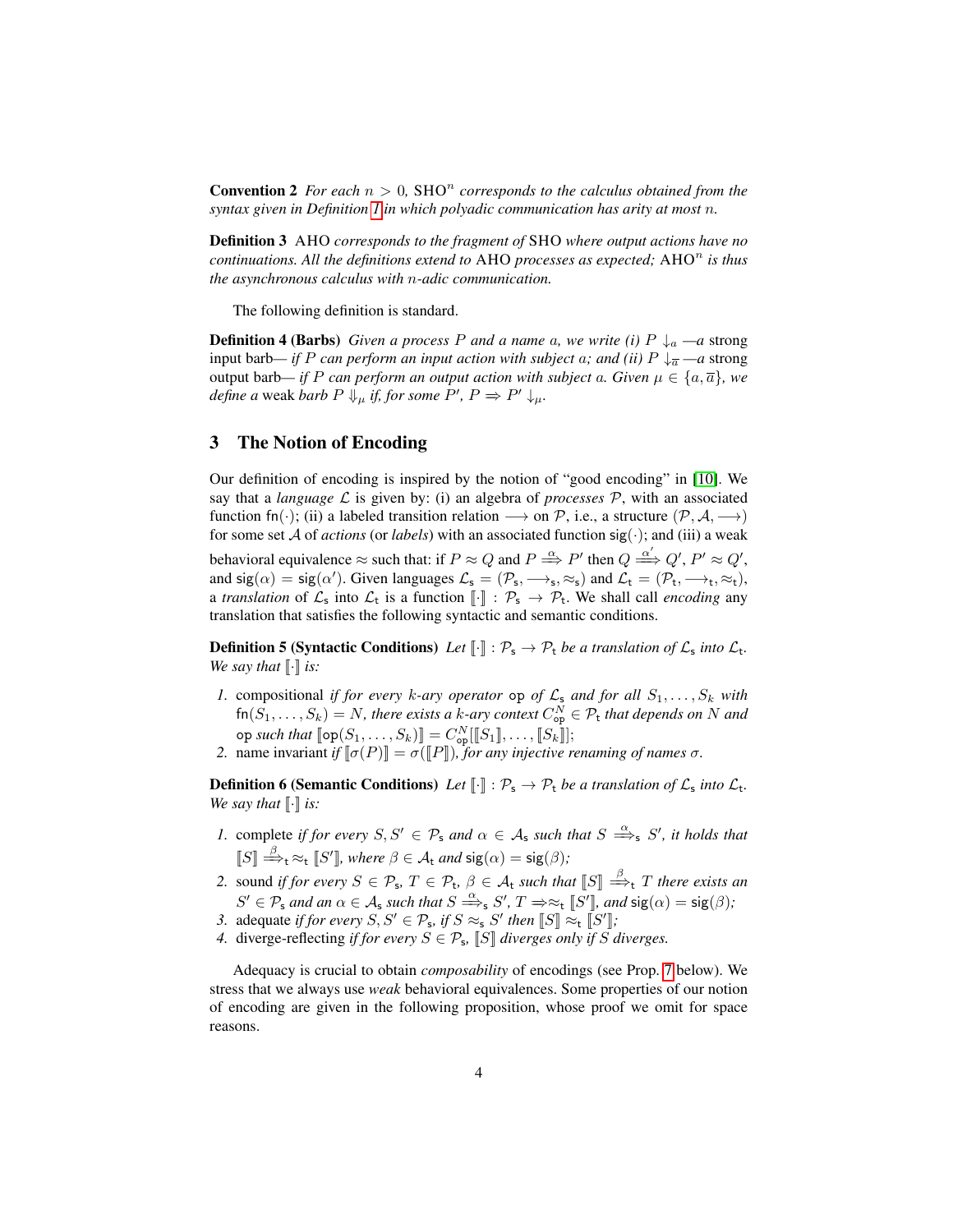**Convention 2** *For each $n > 0$, $\mathrm{SHO}^n$ corresponds to the calculus obtained from the syntax given in Definition 1 in which polyadic communication has arity at most $n$.*

**Definition 3** AHO *corresponds to the fragment of* SHO *where output actions have no continuations. All the definitions extend to* AHO *processes as expected;* $\mathrm{AHO}^n$ *is thus the asynchronous calculus with $n$-adic communication.*

The following definition is standard.

**Definition 4 (Barbs)** *Given a process $P$ and a name $a$, we write (i) $P \downarrow_a$ —a* strong input barb*— if $P$ can perform an input action with subject $a$; and (ii) $P \downarrow_{\overline{a}}$ —a* strong output barb*— if $P$ can perform an output action with subject $a$. Given $\mu \in \{a, \overline{a}\}$, we define a* weak barb *$P \Downarrow_\mu$ if, for some $P'$, $P \Rightarrow P' \downarrow_\mu$.*

## 3 The Notion of Encoding

Our definition of encoding is inspired by the notion of "good encoding" in [10]. We say that a *language* $\mathcal{L}$ is given by: (i) an algebra of *processes* $\mathcal{P}$, with an associated function $\mathsf{fn}(\cdot)$; (ii) a labeled transition relation $\longrightarrow$ on $\mathcal{P}$, i.e., a structure $(\mathcal{P}, \mathcal{A}, \longrightarrow)$ for some set $\mathcal{A}$ of *actions* (or *labels*) with an associated function $\mathsf{sig}(\cdot)$; and (iii) a weak behavioral equivalence $\approx$ such that: if $P \approx Q$ and $P \stackrel{\alpha}{\Longrightarrow} P'$ then $Q \stackrel{\alpha'}{\Longrightarrow} Q'$, $P' \approx Q'$, and $\mathsf{sig}(\alpha) = \mathsf{sig}(\alpha')$. Given languages $\mathcal{L}_\mathsf{s} = (\mathcal{P}_\mathsf{s}, \longrightarrow_\mathsf{s}, \approx_\mathsf{s})$ and $\mathcal{L}_\mathsf{t} = (\mathcal{P}_\mathsf{t}, \longrightarrow_\mathsf{t}, \approx_\mathsf{t})$, a *translation* of $\mathcal{L}_\mathsf{s}$ into $\mathcal{L}_\mathsf{t}$ is a function $[\![\cdot]\!] : \mathcal{P}_\mathsf{s} \to \mathcal{P}_\mathsf{t}$. We shall call *encoding* any translation that satisfies the following syntactic and semantic conditions.

**Definition 5 (Syntactic Conditions)** *Let $[\![\cdot]\!] : \mathcal{P}_\mathsf{s} \to \mathcal{P}_\mathsf{t}$ be a translation of $\mathcal{L}_\mathsf{s}$ into $\mathcal{L}_\mathsf{t}$. We say that $[\![\cdot]\!]$ is:*

1. compositional *if for every $k$-ary operator $\mathtt{op}$ of $\mathcal{L}_\mathsf{s}$ and for all $S_1, \ldots, S_k$ with $\mathsf{fn}(S_1, \ldots, S_k) = N$, there exists a $k$-ary context $C^N_{\mathtt{op}} \in \mathcal{P}_\mathsf{t}$ that depends on $N$ and $\mathtt{op}$ such that $[\![\mathtt{op}(S_1, \ldots, S_k)]\!] = C^N_{\mathtt{op}}[[\![S_1]\!], \ldots, [\![S_k]\!]]$;*
2. name invariant *if $[\![\sigma(P)]\!] = \sigma([\![P]\!])$, for any injective renaming of names $\sigma$.*

**Definition 6 (Semantic Conditions)** *Let $[\![\cdot]\!] : \mathcal{P}_\mathsf{s} \to \mathcal{P}_\mathsf{t}$ be a translation of $\mathcal{L}_\mathsf{s}$ into $\mathcal{L}_\mathsf{t}$. We say that $[\![\cdot]\!]$ is:*

1. complete *if for every $S, S' \in \mathcal{P}_\mathsf{s}$ and $\alpha \in \mathcal{A}_\mathsf{s}$ such that $S \stackrel{\alpha}{\Longrightarrow}_\mathsf{s} S'$, it holds that $[\![S]\!] \stackrel{\beta}{\Longrightarrow}_\mathsf{t} \approx_\mathsf{t} [\![S']\!]$, where $\beta \in \mathcal{A}_\mathsf{t}$ and $\mathsf{sig}(\alpha) = \mathsf{sig}(\beta)$;*
2. sound *if for every $S \in \mathcal{P}_\mathsf{s}$, $T \in \mathcal{P}_\mathsf{t}$, $\beta \in \mathcal{A}_\mathsf{t}$ such that $[\![S]\!] \stackrel{\beta}{\Longrightarrow}_\mathsf{t} T$ there exists an $S' \in \mathcal{P}_\mathsf{s}$ and an $\alpha \in \mathcal{A}_\mathsf{s}$ such that $S \stackrel{\alpha}{\Longrightarrow}_\mathsf{s} S'$, $T \Rightarrow \approx_\mathsf{t} [\![S']\!]$, and $\mathsf{sig}(\alpha) = \mathsf{sig}(\beta)$;*
3. adequate *if for every $S, S' \in \mathcal{P}_\mathsf{s}$, if $S \approx_\mathsf{s} S'$ then $[\![S]\!] \approx_\mathsf{t} [\![S']\!]$;*
4. diverge-reflecting *if for every $S \in \mathcal{P}_\mathsf{s}$, $[\![S]\!]$ diverges only if $S$ diverges.*

Adequacy is crucial to obtain *composability* of encodings (see Prop. 7 below). We stress that we always use *weak* behavioral equivalences. Some properties of our notion of encoding are given in the following proposition, whose proof we omit for space reasons.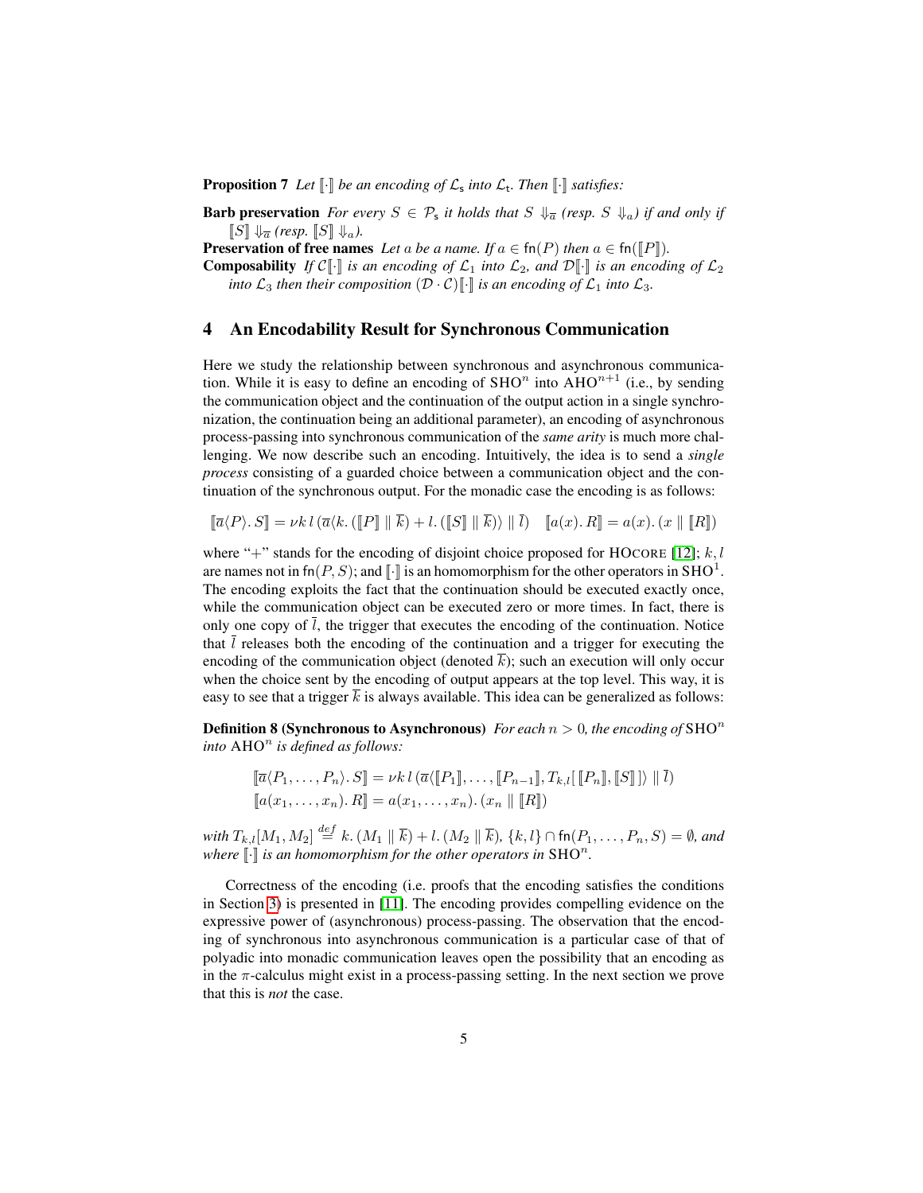**Proposition 7** *Let* $[\![\cdot]\!]$ *be an encoding of* $\mathcal{L}_\mathsf{s}$ *into* $\mathcal{L}_\mathsf{t}$*. Then* $[\![\cdot]\!]$ *satisfies:*

**Barb preservation** *For every* $S \in \mathcal{P}_\mathsf{s}$ *it holds that* $S \Downarrow_{\overline{a}}$ *(resp.* $S \Downarrow_a$*) if and only if* $[\![S]\!] \Downarrow_{\overline{a}}$ *(resp.* $[\![S]\!] \Downarrow_a$*).*

**Preservation of free names** *Let* $a$ *be a name. If* $a \in \mathsf{fn}(P)$ *then* $a \in \mathsf{fn}([\![P]\!])$*.*

**Composability** *If* $\mathcal{C}[\![\cdot]\!]$ *is an encoding of* $\mathcal{L}_1$ *into* $\mathcal{L}_2$*, and* $\mathcal{D}[\![\cdot]\!]$ *is an encoding of* $\mathcal{L}_2$ *into* $\mathcal{L}_3$ *then their composition* $(\mathcal{D} \cdot \mathcal{C})[\![\cdot]\!]$ *is an encoding of* $\mathcal{L}_1$ *into* $\mathcal{L}_3$*.*

## 4 An Encodability Result for Synchronous Communication

Here we study the relationship between synchronous and asynchronous communication. While it is easy to define an encoding of $\mathrm{SHO}^n$ into $\mathrm{AHO}^{n+1}$ (i.e., by sending the communication object and the continuation of the output action in a single synchronization, the continuation being an additional parameter), an encoding of asynchronous process-passing into synchronous communication of the *same arity* is much more challenging. We now describe such an encoding. Intuitively, the idea is to send a *single process* consisting of a guarded choice between a communication object and the continuation of the synchronous output. For the monadic case the encoding is as follows:

$$[\![\overline{a}\langle P\rangle.\, S]\!] = \nu k\, l\, (\overline{a}\langle k.\, ([\![P]\!] \parallel \overline{k}) + l.\, ([\![S]\!] \parallel \overline{k})\rangle \parallel \overline{l}) \quad [\![a(x).\, R]\!] = a(x).\, (x \parallel [\![R]\!])$$

where "$+$" stands for the encoding of disjoint choice proposed for HOCORE [12]; $k, l$ are names not in $\mathsf{fn}(P, S)$; and $[\![\cdot]\!]$ is an homomorphism for the other operators in $\mathrm{SHO}^1$. The encoding exploits the fact that the continuation should be executed exactly once, while the communication object can be executed zero or more times. In fact, there is only one copy of $\overline{l}$, the trigger that executes the encoding of the continuation. Notice that $\overline{l}$ releases both the encoding of the continuation and a trigger for executing the encoding of the communication object (denoted $\overline{k}$); such an execution will only occur when the choice sent by the encoding of output appears at the top level. This way, it is easy to see that a trigger $\overline{k}$ is always available. This idea can be generalized as follows:

**Definition 8 (Synchronous to Asynchronous)** *For each* $n > 0$*, the encoding of* $\mathrm{SHO}^n$ *into* $\mathrm{AHO}^n$ *is defined as follows:*

$$[\![\overline{a}\langle P_1, \ldots, P_n\rangle.\, S]\!] = \nu k\, l\, (\overline{a}\langle [\![P_1]\!], \ldots, [\![P_{n-1}]\!], T_{k,l}[\, [\![P_n]\!], [\![S]\!]\,]\rangle \parallel \overline{l})$$
$$[\![a(x_1, \ldots, x_n).\, R]\!] = a(x_1, \ldots, x_n).\, (x_n \parallel [\![R]\!])$$

*with* $T_{k,l}[M_1, M_2] \stackrel{def}{=} k.\, (M_1 \parallel \overline{k}) + l.\, (M_2 \parallel \overline{k})$*,* $\{k, l\} \cap \mathsf{fn}(P_1, \ldots, P_n, S) = \emptyset$*, and where* $[\![\cdot]\!]$ *is an homomorphism for the other operators in* $\mathrm{SHO}^n$*.*

Correctness of the encoding (i.e. proofs that the encoding satisfies the conditions in Section 3) is presented in [11]. The encoding provides compelling evidence on the expressive power of (asynchronous) process-passing. The observation that the encoding of synchronous into asynchronous communication is a particular case of that of polyadic into monadic communication leaves open the possibility that an encoding as in the $\pi$-calculus might exist in a process-passing setting. In the next section we prove that this is *not* the case.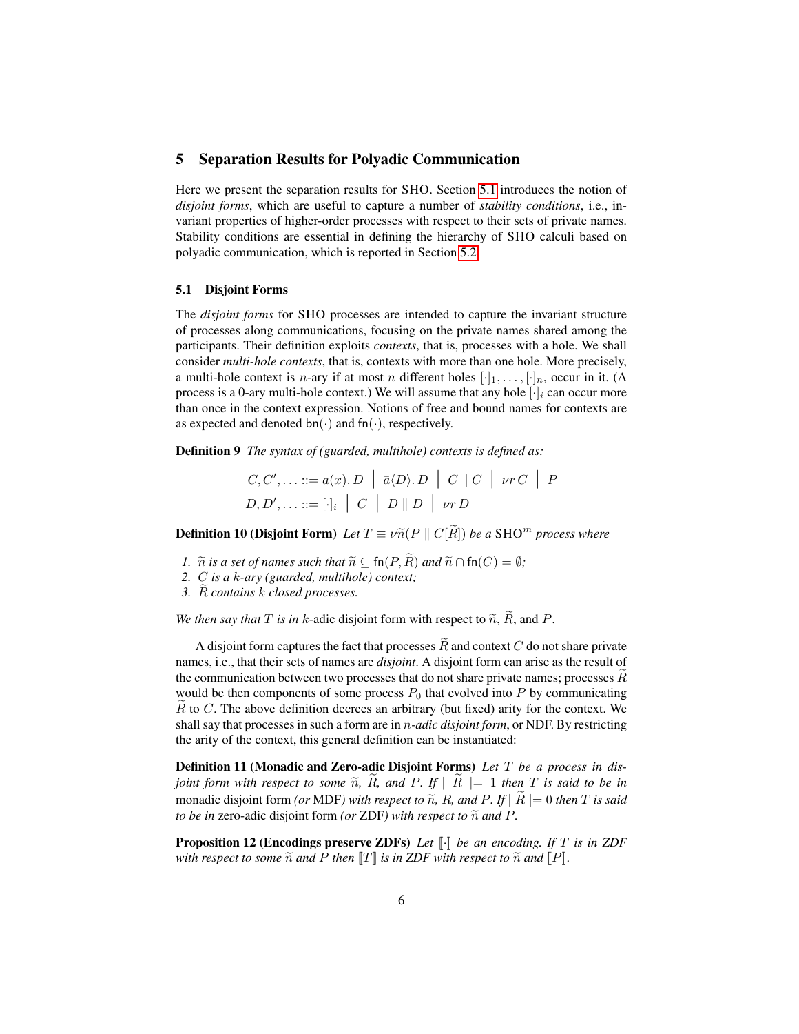## 5 Separation Results for Polyadic Communication

Here we present the separation results for SHO. Section 5.1 introduces the notion of *disjoint forms*, which are useful to capture a number of *stability conditions*, i.e., invariant properties of higher-order processes with respect to their sets of private names. Stability conditions are essential in defining the hierarchy of SHO calculi based on polyadic communication, which is reported in Section 5.2.

### 5.1 Disjoint Forms

The *disjoint forms* for SHO processes are intended to capture the invariant structure of processes along communications, focusing on the private names shared among the participants. Their definition exploits *contexts*, that is, processes with a hole. We shall consider *multi-hole contexts*, that is, contexts with more than one hole. More precisely, a multi-hole context is $n$-ary if at most $n$ different holes $[\cdot]_1, \ldots, [\cdot]_n$, occur in it. (A process is a 0-ary multi-hole context.) We will assume that any hole $[\cdot]_i$ can occur more than once in the context expression. Notions of free and bound names for contexts are as expected and denoted $\mathsf{bn}(\cdot)$ and $\mathsf{fn}(\cdot)$, respectively.

**Definition 9** *The syntax of (guarded, multihole) contexts is defined as:*

$$C, C', \ldots ::= a(x).\, D \;\big|\; \bar{a}\langle D\rangle.\, D \;\big|\; C \parallel C \;\big|\; \nu r\, C \;\big|\; P$$
$$D, D', \ldots ::= [\cdot]_i \;\big|\; C \;\big|\; D \parallel D \;\big|\; \nu r\, D$$

**Definition 10 (Disjoint Form)** *Let $T \equiv \nu\widetilde{n}(P \parallel C[\widetilde{R}])$ be a $\mathrm{SHO}^m$ process where*

1. *$\widetilde{n}$ is a set of names such that $\widetilde{n} \subseteq \mathsf{fn}(P, \widetilde{R})$ and $\widetilde{n} \cap \mathsf{fn}(C) = \emptyset$;*
2. *$C$ is a $k$-ary (guarded, multihole) context;*
3. *$\widetilde{R}$ contains $k$ closed processes.*

*We then say that $T$ is in $k$-adic* disjoint form *with respect to $\widetilde{n}$, $\widetilde{R}$, and $P$.*

A disjoint form captures the fact that processes $\widetilde{R}$ and context $C$ do not share private names, i.e., that their sets of names are *disjoint*. A disjoint form can arise as the result of the communication between two processes that do not share private names; processes $\widetilde{R}$ would be then components of some process $P_0$ that evolved into $P$ by communicating $\widetilde{R}$ to $C$. The above definition decrees an arbitrary (but fixed) arity for the context. We shall say that processes in such a form are in *$n$-adic disjoint form*, or NDF. By restricting the arity of the context, this general definition can be instantiated:

**Definition 11 (Monadic and Zero-adic Disjoint Forms)** *Let $T$ be a process in disjoint form with respect to some $\widetilde{n}$, $\widetilde{R}$, and $P$. If $|\ \widetilde{R}\ | = 1$ then $T$ is said to be in* monadic disjoint form *(or* MDF*) with respect to $\widetilde{n}$, $R$, and $P$. If $|\ \widetilde{R}\ | = 0$ then $T$ is said to be in* zero-adic disjoint form *(or* ZDF*) with respect to $\widetilde{n}$ and $P$.*

**Proposition 12 (Encodings preserve ZDFs)** *Let $[\![\cdot]\!]$ be an encoding. If $T$ is in ZDF with respect to some $\widetilde{n}$ and $P$ then $[\![T]\!]$ is in ZDF with respect to $\widetilde{n}$ and $[\![P]\!]$.*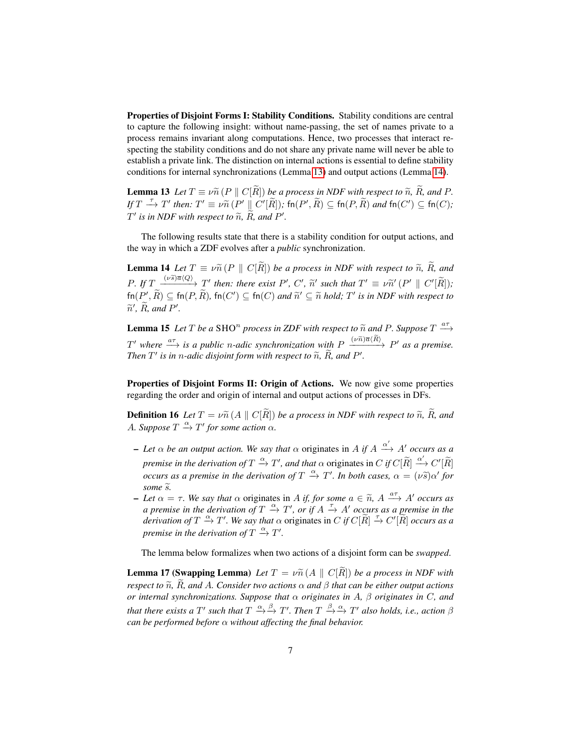**Properties of Disjoint Forms I: Stability Conditions.** Stability conditions are central to capture the following insight: without name-passing, the set of names private to a process remains invariant along computations. Hence, two processes that interact respecting the stability conditions and do not share any private name will never be able to establish a private link. The distinction on internal actions is essential to define stability conditions for internal synchronizations (Lemma 13) and output actions (Lemma 14).

**Lemma 13** *Let $T \equiv \nu\widetilde{n}\,(P \parallel C[\widetilde{R}])$ be a process in NDF with respect to $\widetilde{n}$, $\widetilde{R}$, and $P$. If $T \xrightarrow{\tau} T'$ then: $T' \equiv \nu\widetilde{n}\,(P' \parallel C'[\widetilde{R}])$; $\mathsf{fn}(P', \widetilde{R}) \subseteq \mathsf{fn}(P, \widetilde{R})$ and $\mathsf{fn}(C') \subseteq \mathsf{fn}(C)$; $T'$ is in NDF with respect to $\widetilde{n}$, $\widetilde{R}$, and $P'$.*

The following results state that there is a stability condition for output actions, and the way in which a ZDF evolves after a *public* synchronization.

**Lemma 14** *Let $T \equiv \nu\widetilde{n}\,(P \parallel C[\widetilde{R}])$ be a process in NDF with respect to $\widetilde{n}$, $\widetilde{R}$, and $P$. If $T \xrightarrow{(\nu\widetilde{s})\overline{a}\langle Q\rangle} T'$ then: there exist $P'$, $C'$, $\widetilde{n}'$ such that $T' \equiv \nu\widetilde{n}'\,(P' \parallel C'[\widetilde{R}])$; $\mathsf{fn}(P', \widetilde{R}) \subseteq \mathsf{fn}(P, \widetilde{R})$, $\mathsf{fn}(C') \subseteq \mathsf{fn}(C)$ and $\widetilde{n}' \subseteq \widetilde{n}$ hold; $T'$ is in NDF with respect to $\widetilde{n}'$, $\widetilde{R}$, and $P'$.*

**Lemma 15** *Let $T$ be a $\mathrm{SHO}^n$ process in ZDF with respect to $\widetilde{n}$ and $P$. Suppose $T \xrightarrow{a\tau} T'$ where $\xrightarrow{a\tau}$ is a public $n$-adic synchronization with $P \xrightarrow{(\nu\widetilde{n})\overline{a}\langle\widetilde{R}\rangle} P'$ as a premise. Then $T'$ is in $n$-adic disjoint form with respect to $\widetilde{n}$, $\widetilde{R}$, and $P'$.*

**Properties of Disjoint Forms II: Origin of Actions.** We now give some properties regarding the order and origin of internal and output actions of processes in DFs.

**Definition 16** *Let $T = \nu\widetilde{n}\,(A \parallel C[\widetilde{R}])$ be a process in NDF with respect to $\widetilde{n}$, $\widetilde{R}$, and $A$. Suppose $T \xrightarrow{\alpha} T'$ for some action $\alpha$.*

- *Let $\alpha$ be an output action. We say that $\alpha$* originates *in $A$ if $A \xrightarrow{\alpha'} A'$ occurs as a premise in the derivation of $T \xrightarrow{\alpha} T'$, and that $\alpha$* originates *in $C$ if $C[\widetilde{R}] \xrightarrow{\alpha'} C'[\widetilde{R}]$ occurs as a premise in the derivation of $T \xrightarrow{\alpha} T'$. In both cases, $\alpha = (\nu\widetilde{s})\alpha'$ for some $\widetilde{s}$.*
- *Let $\alpha = \tau$. We say that $\alpha$* originates *in $A$ if, for some $a \in \widetilde{n}$, $A \xrightarrow{a\tau} A'$ occurs as a premise in the derivation of $T \xrightarrow{\alpha} T'$, or if $A \xrightarrow{\tau} A'$ occurs as a premise in the derivation of $T \xrightarrow{\alpha} T'$. We say that $\alpha$* originates *in $C$ if $C[\widetilde{R}] \xrightarrow{\tau} C'[\widetilde{R}]$ occurs as a premise in the derivation of $T \xrightarrow{\alpha} T'$.*

The lemma below formalizes when two actions of a disjoint form can be *swapped*.

**Lemma 17 (Swapping Lemma)** *Let $T = \nu\widetilde{n}\,(A \parallel C[\widetilde{R}])$ be a process in NDF with respect to $\widetilde{n}$, $\widetilde{R}$, and $A$. Consider two actions $\alpha$ and $\beta$ that can be either output actions or internal synchronizations. Suppose that $\alpha$ originates in $A$, $\beta$ originates in $C$, and that there exists a $T'$ such that $T \xrightarrow{\alpha}\xrightarrow{\beta} T'$. Then $T \xrightarrow{\beta}\xrightarrow{\alpha} T'$ also holds, i.e., action $\beta$ can be performed before $\alpha$ without affecting the final behavior.*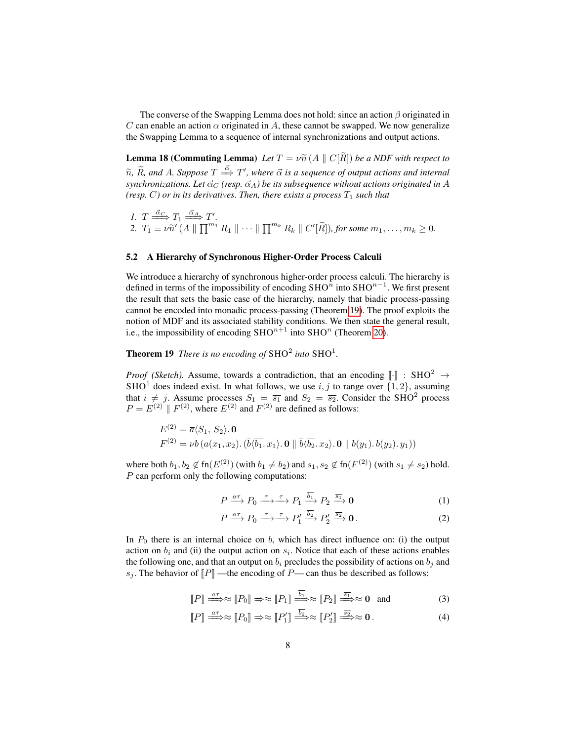The converse of the Swapping Lemma does not hold: since an action $\beta$ originated in $C$ can enable an action $\alpha$ originated in $A$, these cannot be swapped. We now generalize the Swapping Lemma to a sequence of internal synchronizations and output actions.

**Lemma 18 (Commuting Lemma)** *Let $T = \nu\widetilde{n}\,(A \parallel C[\widetilde{R}])$ be a NDF with respect to $\widetilde{n}$, $\widetilde{R}$, and $A$. Suppose $T \stackrel{\vec{\alpha}}{\Longrightarrow} T'$, where $\vec{\alpha}$ is a sequence of output actions and internal synchronizations. Let $\vec{\alpha}_C$ (resp. $\vec{\alpha}_A$) be its subsequence without actions originated in $A$ (resp. $C$) or in its derivatives. Then, there exists a process $T_1$ such that*

1. $T \stackrel{\vec{\alpha}_C}{\Longrightarrow} T_1 \stackrel{\vec{\alpha}_A}{\Longrightarrow} T'$.
2. $T_1 \equiv \nu\widetilde{n}'\,(A \parallel \prod^{m_1} R_1 \parallel \cdots \parallel \prod^{m_k} R_k \parallel C'[\widetilde{R}])$*, for some* $m_1, \ldots, m_k \geq 0$.

### 5.2 A Hierarchy of Synchronous Higher-Order Process Calculi

We introduce a hierarchy of synchronous higher-order process calculi. The hierarchy is defined in terms of the impossibility of encoding $\mathrm{SHO}^n$ into $\mathrm{SHO}^{n-1}$. We first present the result that sets the basic case of the hierarchy, namely that biadic process-passing cannot be encoded into monadic process-passing (Theorem 19). The proof exploits the notion of MDF and its associated stability conditions. We then state the general result, i.e., the impossibility of encoding $\mathrm{SHO}^{n+1}$ into $\mathrm{SHO}^n$ (Theorem 20).

**Theorem 19** *There is no encoding of* $\mathrm{SHO}^2$ *into* $\mathrm{SHO}^1$.

*Proof (Sketch).* Assume, towards a contradiction, that an encoding $[\![\cdot]\!] : \mathrm{SHO}^2 \to \mathrm{SHO}^1$ does indeed exist. In what follows, we use $i, j$ to range over $\{1, 2\}$, assuming that $i \neq j$. Assume processes $S_1 = \overline{s_1}$ and $S_2 = \overline{s_2}$. Consider the $\mathrm{SHO}^2$ process $P = E^{(2)} \parallel F^{(2)}$, where $E^{(2)}$ and $F^{(2)}$ are defined as follows:

$$E^{(2)} = \overline{a}\langle S_1,\, S_2\rangle.\, \mathbf{0}$$
$$F^{(2)} = \nu b\,(a(x_1, x_2).\,(\overline{b}\langle \overline{b_1}.\, x_1\rangle.\, \mathbf{0} \parallel \overline{b}\langle \overline{b_2}.\, x_2\rangle.\, \mathbf{0} \parallel b(y_1).\, b(y_2).\, y_1))$$

where both $b_1, b_2 \notin \mathsf{fn}(E^{(2)})$ (with $b_1 \neq b_2$) and $s_1, s_2 \notin \mathsf{fn}(F^{(2)})$ (with $s_1 \neq s_2$) hold. $P$ can perform only the following computations:

$$P \xrightarrow{a\tau} P_0 \xrightarrow{\tau}\xrightarrow{\tau} P_1 \xrightarrow{\overline{b_1}} P_2 \xrightarrow{\overline{s_1}} \mathbf{0} \tag{1}$$

$$P \xrightarrow{a\tau} P_0 \xrightarrow{\tau}\xrightarrow{\tau} P_1' \xrightarrow{\overline{b_2}} P_2' \xrightarrow{\overline{s_2}} \mathbf{0}\,. \tag{2}$$

In $P_0$ there is an internal choice on $b$, which has direct influence on: (i) the output action on $b_i$ and (ii) the output action on $s_i$. Notice that each of these actions enables the following one, and that an output on $b_i$ precludes the possibility of actions on $b_j$ and $s_j$. The behavior of $[\![P]\!]$ —the encoding of $P$— can thus be described as follows:

$$[\![P]\!] \stackrel{a\tau}{\Longrightarrow}\approx [\![P_0]\!] \Rightarrow\approx [\![P_1]\!] \stackrel{\overline{b_1}}{\Longrightarrow}\approx [\![P_2]\!] \stackrel{\overline{s_1}}{\Longrightarrow}\approx \mathbf{0} \quad \text{and} \tag{3}$$

$$[\![P]\!] \stackrel{a\tau}{\Longrightarrow}\approx [\![P_0]\!] \Rightarrow\approx [\![P_1']\!] \stackrel{\overline{b_2}}{\Longrightarrow}\approx [\![P_2']\!] \stackrel{\overline{s_2}}{\Longrightarrow}\approx \mathbf{0}\,. \tag{4}$$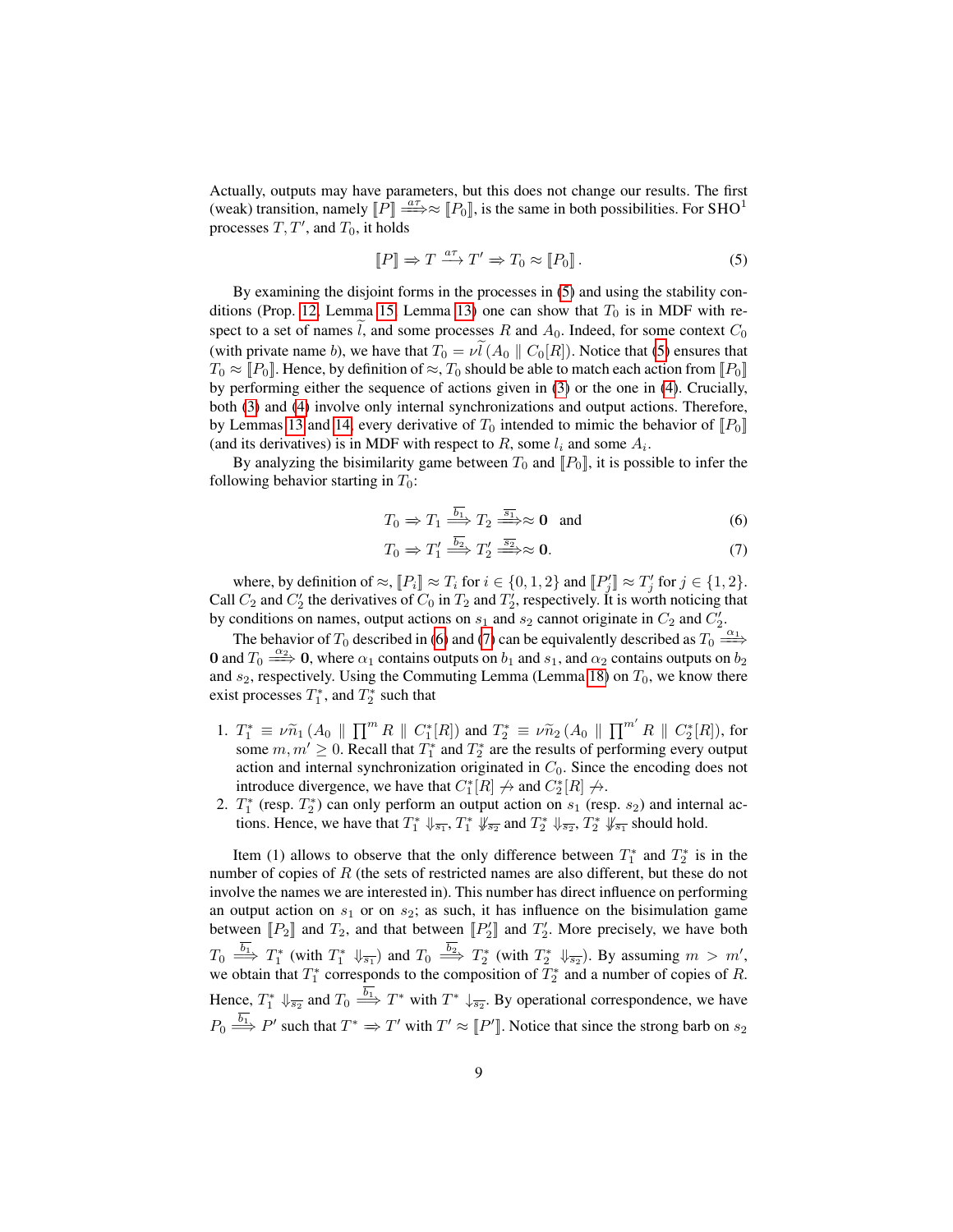Actually, outputs may have parameters, but this does not change our results. The first (weak) transition, namely $[\![P]\!] \stackrel{a\tau}{\Longrightarrow}\approx [\![P_0]\!]$, is the same in both possibilities. For SHO[1] processes $T, T'$, and $T_0$, it holds

$$[\![P]\!] \Rightarrow T \xrightarrow{a\tau} T' \Rightarrow T_0 \approx [\![P_0]\!]\,. \tag{5}$$

By examining the disjoint forms in the processes in (5) and using the stability conditions (Prop. 12, Lemma 15, Lemma 13) one can show that $T_0$ is in MDF with respect to a set of names $\widetilde{l}$, and some processes $R$ and $A_0$. Indeed, for some context $C_0$ (with private name $b$), we have that $T_0 = \nu\widetilde{l}\,(A_0 \parallel C_0[R])$. Notice that (5) ensures that $T_0 \approx [\![P_0]\!]$. Hence, by definition of $\approx$, $T_0$ should be able to match each action from $[\![P_0]\!]$ by performing either the sequence of actions given in (3) or the one in (4). Crucially, both (3) and (4) involve only internal synchronizations and output actions. Therefore, by Lemmas 13 and 14, every derivative of $T_0$ intended to mimic the behavior of $[\![P_0]\!]$ (and its derivatives) is in MDF with respect to $R$, some $l_i$ and some $A_i$.

By analyzing the bisimilarity game between $T_0$ and $[\![P_0]\!]$, it is possible to infer the following behavior starting in $T_0$:

$$T_0 \Rightarrow T_1 \stackrel{\overline{b_1}}{\Longrightarrow} T_2 \stackrel{\overline{s_1}}{\Longrightarrow}\approx \mathbf{0} \quad \text{and} \tag{6}$$

$$T_0 \Rightarrow T_1' \stackrel{\overline{b_2}}{\Longrightarrow} T_2' \stackrel{\overline{s_2}}{\Longrightarrow}\approx \mathbf{0}. \tag{7}$$

where, by definition of $\approx$, $[\![P_i]\!] \approx T_i$ for $i \in \{0,1,2\}$ and $[\![P_j']\!] \approx T_j'$ for $j \in \{1,2\}$. Call $C_2$ and $C_2'$ the derivatives of $C_0$ in $T_2$ and $T_2'$, respectively. It is worth noticing that by conditions on names, output actions on $s_1$ and $s_2$ cannot originate in $C_2$ and $C_2'$.

The behavior of $T_0$ described in (6) and (7) can be equivalently described as $T_0 \stackrel{\alpha_1}{\Longrightarrow} \mathbf{0}$ and $T_0 \stackrel{\alpha_2}{\Longrightarrow} \mathbf{0}$, where $\alpha_1$ contains outputs on $b_1$ and $s_1$, and $\alpha_2$ contains outputs on $b_2$ and $s_2$, respectively. Using the Commuting Lemma (Lemma 18) on $T_0$, we know there exist processes $T_1^*$, and $T_2^*$ such that

1. $T_1^* \equiv \nu\widetilde{n}_1\,(A_0 \parallel \prod^m R \parallel C_1^*[R])$ and $T_2^* \equiv \nu\widetilde{n}_2\,(A_0 \parallel \prod^{m'} R \parallel C_2^*[R])$, for some $m, m' \geq 0$. Recall that $T_1^*$ and $T_2^*$ are the results of performing every output action and internal synchronization originated in $C_0$. Since the encoding does not introduce divergence, we have that $C_1^*[R] \not\rightarrow$ and $C_2^*[R] \not\rightarrow$.
2. $T_1^*$ (resp. $T_2^*$) can only perform an output action on $s_1$ (resp. $s_2$) and internal actions. Hence, we have that $T_1^* \Downarrow_{\overline{s_1}}$, $T_1^* \not\Downarrow_{\overline{s_2}}$ and $T_2^* \Downarrow_{\overline{s_2}}$, $T_2^* \not\Downarrow_{\overline{s_1}}$ should hold.

Item (1) allows to observe that the only difference between $T_1^*$ and $T_2^*$ is in the number of copies of $R$ (the sets of restricted names are also different, but these do not involve the names we are interested in). This number has direct influence on performing an output action on $s_1$ or on $s_2$; as such, it has influence on the bisimulation game between $[\![P_2]\!]$ and $T_2$, and that between $[\![P_2']\!]$ and $T_2'$. More precisely, we have both $T_0 \stackrel{\overline{b_1}}{\Longrightarrow} T_1^*$ (with $T_1^* \Downarrow_{\overline{s_1}}$) and $T_0 \stackrel{\overline{b_2}}{\Longrightarrow} T_2^*$ (with $T_2^* \Downarrow_{\overline{s_2}}$). By assuming $m > m'$, we obtain that $T_1^*$ corresponds to the composition of $T_2^*$ and a number of copies of $R$. Hence, $T_1^* \Downarrow_{\overline{s_2}}$ and $T_0 \stackrel{\overline{b_1}}{\Longrightarrow} T^*$ with $T^* \downarrow_{\overline{s_2}}$. By operational correspondence, we have $P_0 \stackrel{\overline{b_1}}{\Longrightarrow} P'$ such that $T^* \Rightarrow T'$ with $T' \approx [\![P']\!]$. Notice that since the strong barb on $s_2$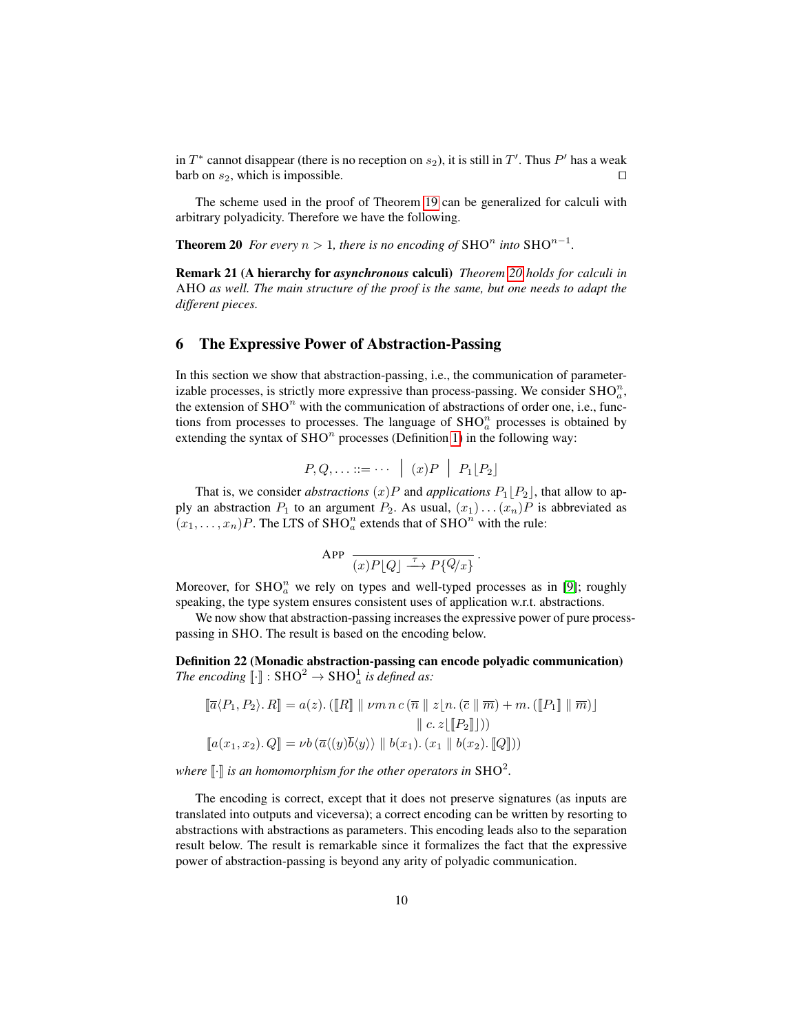in $T^*$ cannot disappear (there is no reception on $s_2$), it is still in $T'$. Thus $P'$ has a weak barb on $s_2$, which is impossible. □

The scheme used in the proof of Theorem 19 can be generalized for calculi with arbitrary polyadicity. Therefore we have the following.

**Theorem 20** *For every $n > 1$, there is no encoding of $\mathrm{SHO}^n$ into $\mathrm{SHO}^{n-1}$.*

**Remark 21 (A hierarchy for *asynchronous* calculi)** *Theorem 20 holds for calculi in AHO as well. The main structure of the proof is the same, but one needs to adapt the different pieces.*

## 6 The Expressive Power of Abstraction-Passing

In this section we show that abstraction-passing, i.e., the communication of parameterizable processes, is strictly more expressive than process-passing. We consider $\mathrm{SHO}^n_a$, the extension of $\mathrm{SHO}^n$ with the communication of abstractions of order one, i.e., functions from processes to processes. The language of $\mathrm{SHO}^n_a$ processes is obtained by extending the syntax of $\mathrm{SHO}^n$ processes (Definition 1) in the following way:

$$P, Q, \ldots ::= \cdots \;\Big|\; (x)P \;\Big|\; P_1\lfloor P_2 \rfloor$$

That is, we consider *abstractions* $(x)P$ and *applications* $P_1\lfloor P_2 \rfloor$, that allow to apply an abstraction $P_1$ to an argument $P_2$. As usual, $(x_1)\ldots(x_n)P$ is abbreviated as $(x_1,\ldots,x_n)P$. The LTS of $\mathrm{SHO}^n_a$ extends that of $\mathrm{SHO}^n$ with the rule:

$$\textsc{App}\ \ \frac{}{(x)P\lfloor Q \rfloor \xrightarrow{\ \tau\ } P\{Q/x\}}\,.$$

Moreover, for $\mathrm{SHO}^n_a$ we rely on types and well-typed processes as in [9]; roughly speaking, the type system ensures consistent uses of application w.r.t. abstractions.

We now show that abstraction-passing increases the expressive power of pure process-passing in SHO. The result is based on the encoding below.

**Definition 22 (Monadic abstraction-passing can encode polyadic communication)** *The encoding $[\![\cdot]\!] : \mathrm{SHO}^2 \to \mathrm{SHO}^1_a$ is defined as:*

$$\begin{aligned}
[\![\overline{a}\langle P_1, P_2\rangle.\, R]\!] &= a(z).\, ([\![R]\!] \parallel \nu m\, n\, c\, (\overline{n} \parallel z\lfloor n.\, (\overline{c} \parallel \overline{m}) + m.\, ([\![P_1]\!] \parallel \overline{m})\rfloor \\
&\qquad\qquad\qquad\qquad\qquad\qquad \parallel c.\, z\lfloor [\![P_2]\!] \rfloor)) \\
[\![a(x_1, x_2).\, Q]\!] &= \nu b\, (\overline{a}\langle (y)\overline{b}\langle y\rangle\rangle \parallel b(x_1).\, (x_1 \parallel b(x_2).\, [\![Q]\!]))
\end{aligned}$$

*where $[\![\cdot]\!]$ is an homomorphism for the other operators in $\mathrm{SHO}^2$.*

The encoding is correct, except that it does not preserve signatures (as inputs are translated into outputs and viceversa); a correct encoding can be written by resorting to abstractions with abstractions as parameters. This encoding leads also to the separation result below. The result is remarkable since it formalizes the fact that the expressive power of abstraction-passing is beyond any arity of polyadic communication.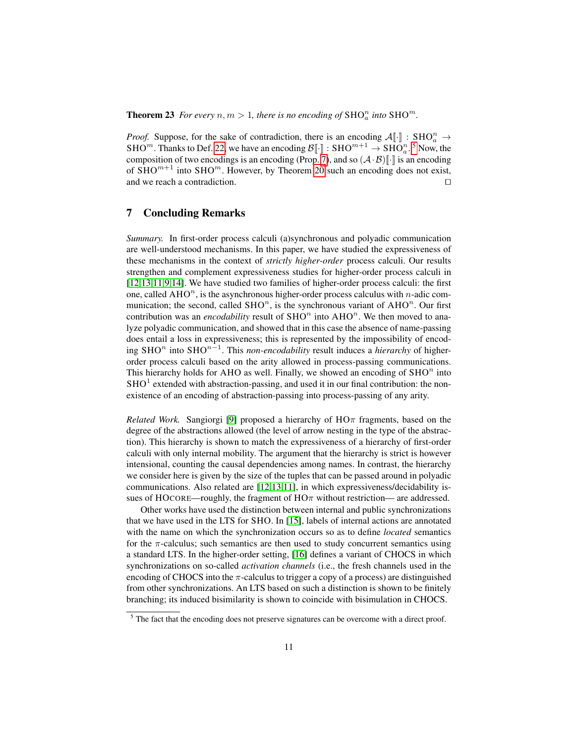**Theorem 23** *For every $n, m > 1$, there is no encoding of $\mathrm{SHO}^n_a$ into $\mathrm{SHO}^m$.*

*Proof.* Suppose, for the sake of contradiction, there is an encoding $\mathcal{A}[\![\cdot]\!] : \mathrm{SHO}^n_a \rightarrow \mathrm{SHO}^m$. Thanks to Def. 22, we have an encoding $\mathcal{B}[\![\cdot]\!] : \mathrm{SHO}^{m+1} \rightarrow \mathrm{SHO}^n_a$.[5] Now, the composition of two encodings is an encoding (Prop. 7), and so $(\mathcal{A} \cdot \mathcal{B})[\![\cdot]\!]$ is an encoding of $\mathrm{SHO}^{m+1}$ into $\mathrm{SHO}^m$. However, by Theorem 20 such an encoding does not exist, and we reach a contradiction. □

## 7 Concluding Remarks

*Summary.* In first-order process calculi (a)synchronous and polyadic communication are well-understood mechanisms. In this paper, we have studied the expressiveness of these mechanisms in the context of *strictly higher-order* process calculi. Our results strengthen and complement expressiveness studies for higher-order process calculi in [12,13,11,9,14]. We have studied two families of higher-order process calculi: the first one, called $\mathrm{AHO}^n$, is the asynchronous higher-order process calculus with $n$-adic communication; the second, called $\mathrm{SHO}^n$, is the synchronous variant of $\mathrm{AHO}^n$. Our first contribution was an *encodability* result of $\mathrm{SHO}^n$ into $\mathrm{AHO}^n$. We then moved to analyze polyadic communication, and showed that in this case the absence of name-passing does entail a loss in expressiveness; this is represented by the impossibility of encoding $\mathrm{SHO}^n$ into $\mathrm{SHO}^{n-1}$. This *non-encodability* result induces a *hierarchy* of higher-order process calculi based on the arity allowed in process-passing communications. This hierarchy holds for AHO as well. Finally, we showed an encoding of $\mathrm{SHO}^n$ into $\mathrm{SHO}^1$ extended with abstraction-passing, and used it in our final contribution: the non-existence of an encoding of abstraction-passing into process-passing of any arity.

*Related Work.* Sangiorgi [9] proposed a hierarchy of HO$\pi$ fragments, based on the degree of the abstractions allowed (the level of arrow nesting in the type of the abstraction). This hierarchy is shown to match the expressiveness of a hierarchy of first-order calculi with only internal mobility. The argument that the hierarchy is strict is however intensional, counting the causal dependencies among names. In contrast, the hierarchy we consider here is given by the size of the tuples that can be passed around in polyadic communications. Also related are [12,13,11], in which expressiveness/decidability issues of HOCORE—roughly, the fragment of HO$\pi$ without restriction— are addressed.

Other works have used the distinction between internal and public synchronizations that we have used in the LTS for SHO. In [15], labels of internal actions are annotated with the name on which the synchronization occurs so as to define *located* semantics for the $\pi$-calculus; such semantics are then used to study concurrent semantics using a standard LTS. In the higher-order setting, [16] defines a variant of CHOCS in which synchronizations on so-called *activation channels* (i.e., the fresh channels used in the encoding of CHOCS into the $\pi$-calculus to trigger a copy of a process) are distinguished from other synchronizations. An LTS based on such a distinction is shown to be finitely branching; its induced bisimilarity is shown to coincide with bisimulation in CHOCS.

[5] The fact that the encoding does not preserve signatures can be overcome with a direct proof.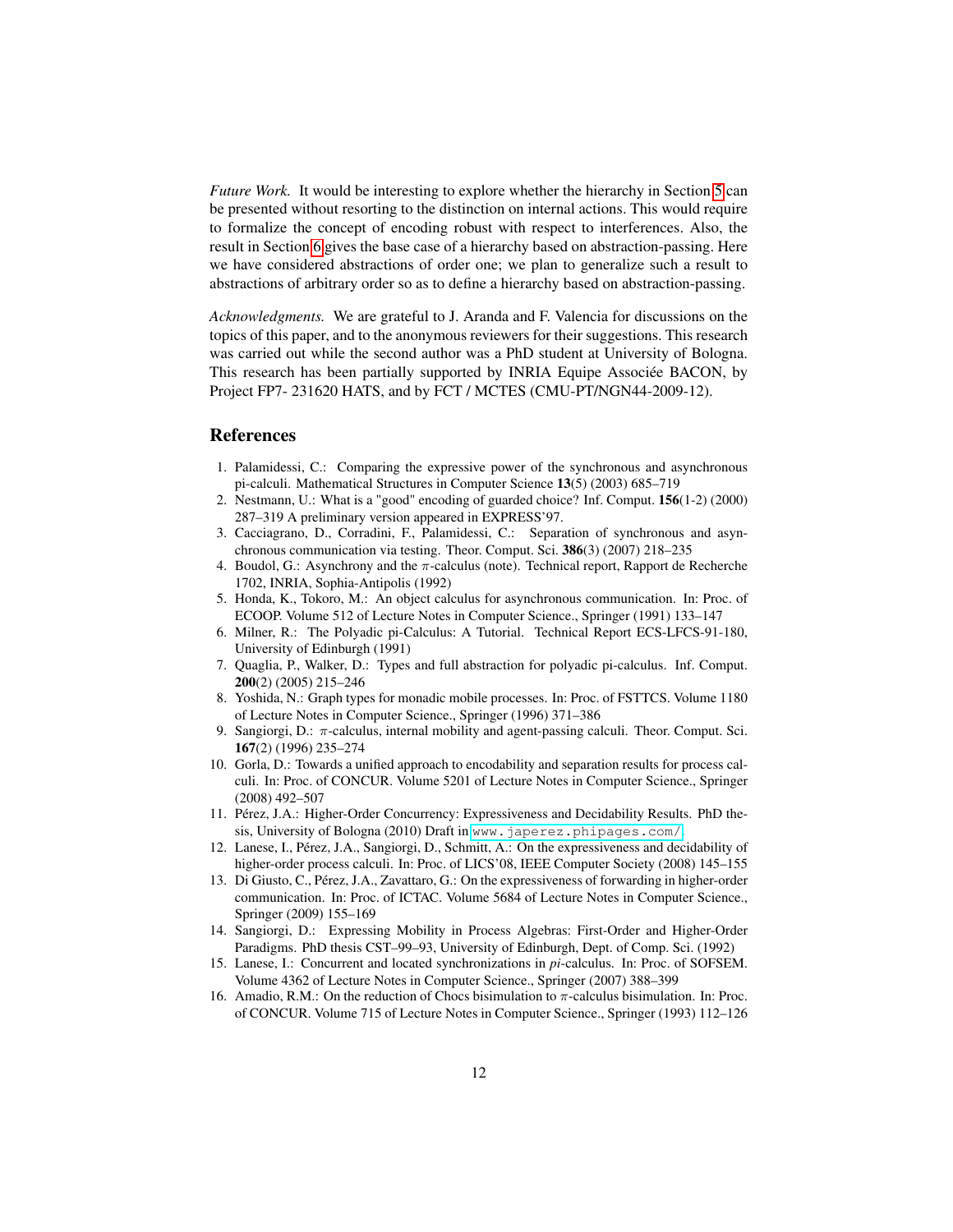*Future Work.* It would be interesting to explore whether the hierarchy in Section 5 can be presented without resorting to the distinction on internal actions. This would require to formalize the concept of encoding robust with respect to interferences. Also, the result in Section 6 gives the base case of a hierarchy based on abstraction-passing. Here we have considered abstractions of order one; we plan to generalize such a result to abstractions of arbitrary order so as to define a hierarchy based on abstraction-passing.

*Acknowledgments.* We are grateful to J. Aranda and F. Valencia for discussions on the topics of this paper, and to the anonymous reviewers for their suggestions. This research was carried out while the second author was a PhD student at University of Bologna. This research has been partially supported by INRIA Equipe Associée BACON, by Project FP7- 231620 HATS, and by FCT / MCTES (CMU-PT/NGN44-2009-12).

## References

1. Palamidessi, C.: Comparing the expressive power of the synchronous and asynchronous pi-calculi. Mathematical Structures in Computer Science **13**(5) (2003) 685–719
2. Nestmann, U.: What is a "good" encoding of guarded choice? Inf. Comput. **156**(1-2) (2000) 287–319 A preliminary version appeared in EXPRESS'97.
3. Cacciagrano, D., Corradini, F., Palamidessi, C.: Separation of synchronous and asynchronous communication via testing. Theor. Comput. Sci. **386**(3) (2007) 218–235
4. Boudol, G.: Asynchrony and the $\pi$-calculus (note). Technical report, Rapport de Recherche 1702, INRIA, Sophia-Antipolis (1992)
5. Honda, K., Tokoro, M.: An object calculus for asynchronous communication. In: Proc. of ECOOP. Volume 512 of Lecture Notes in Computer Science., Springer (1991) 133–147
6. Milner, R.: The Polyadic pi-Calculus: A Tutorial. Technical Report ECS-LFCS-91-180, University of Edinburgh (1991)
7. Quaglia, P., Walker, D.: Types and full abstraction for polyadic pi-calculus. Inf. Comput. **200**(2) (2005) 215–246
8. Yoshida, N.: Graph types for monadic mobile processes. In: Proc. of FSTTCS. Volume 1180 of Lecture Notes in Computer Science., Springer (1996) 371–386
9. Sangiorgi, D.: $\pi$-calculus, internal mobility and agent-passing calculi. Theor. Comput. Sci. **167**(2) (1996) 235–274
10. Gorla, D.: Towards a unified approach to encodability and separation results for process calculi. In: Proc. of CONCUR. Volume 5201 of Lecture Notes in Computer Science., Springer (2008) 492–507
11. Pérez, J.A.: Higher-Order Concurrency: Expressiveness and Decidability Results. PhD thesis, University of Bologna (2010) Draft in www.japerez.phipages.com/.
12. Lanese, I., Pérez, J.A., Sangiorgi, D., Schmitt, A.: On the expressiveness and decidability of higher-order process calculi. In: Proc. of LICS'08, IEEE Computer Society (2008) 145–155
13. Di Giusto, C., Pérez, J.A., Zavattaro, G.: On the expressiveness of forwarding in higher-order communication. In: Proc. of ICTAC. Volume 5684 of Lecture Notes in Computer Science., Springer (2009) 155–169
14. Sangiorgi, D.: Expressing Mobility in Process Algebras: First-Order and Higher-Order Paradigms. PhD thesis CST–99–93, University of Edinburgh, Dept. of Comp. Sci. (1992)
15. Lanese, I.: Concurrent and located synchronizations in *pi*-calculus. In: Proc. of SOFSEM. Volume 4362 of Lecture Notes in Computer Science., Springer (2007) 388–399
16. Amadio, R.M.: On the reduction of Chocs bisimulation to $\pi$-calculus bisimulation. In: Proc. of CONCUR. Volume 715 of Lecture Notes in Computer Science., Springer (1993) 112–126